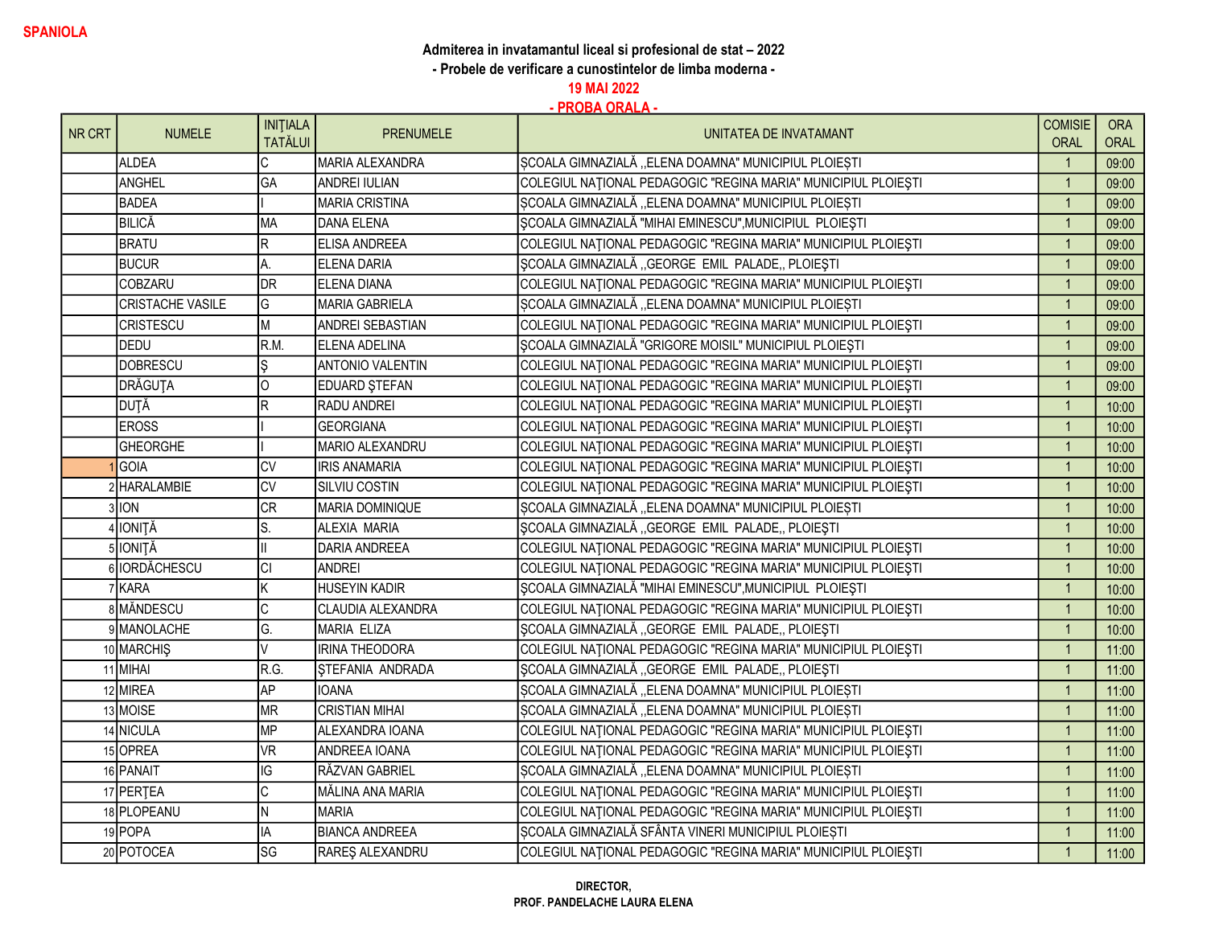**SPANIOLA**

**Admiterea in invatamantul liceal si profesional de stat – 2022**

**- Probele de verificare a cunostintelor de limba moderna -**

**19 MAI 2022**

**- PROBA ORALA -**

| NR CRT | NUMELE | INIŢIALA TATĂLUI | PRENUMELE | UNITATEA DE INVATAMANT | COMISIE ORAL | ORA ORAL |
|---|---|---|---|---|---|---|
| | ALDEA | C | MARIA ALEXANDRA | ŞCOALA GIMNAZIALĂ ,,ELENA DOAMNA" MUNICIPIUL PLOIEŞTI | 1 | 09:00 |
| | ANGHEL | GA | ANDREI IULIAN | COLEGIUL NAŢIONAL PEDAGOGIC "REGINA MARIA" MUNICIPIUL PLOIEŞTI | 1 | 09:00 |
| | BADEA | I | MARIA CRISTINA | ŞCOALA GIMNAZIALĂ ,,ELENA DOAMNA" MUNICIPIUL PLOIEŞTI | 1 | 09:00 |
| | BILICĂ | MA | DANA ELENA | ŞCOALA GIMNAZIALĂ "MIHAI EMINESCU",MUNICIPIUL PLOIEŞTI | 1 | 09:00 |
| | BRATU | R | ELISA ANDREEA | COLEGIUL NAŢIONAL PEDAGOGIC "REGINA MARIA" MUNICIPIUL PLOIEŞTI | 1 | 09:00 |
| | BUCUR | A. | ELENA DARIA | ŞCOALA GIMNAZIALĂ ,,GEORGE EMIL PALADE,, PLOIEŞTI | 1 | 09:00 |
| | COBZARU | DR | ELENA DIANA | COLEGIUL NAŢIONAL PEDAGOGIC "REGINA MARIA" MUNICIPIUL PLOIEŞTI | 1 | 09:00 |
| | CRISTACHE VASILE | G | MARIA GABRIELA | ŞCOALA GIMNAZIALĂ ,,ELENA DOAMNA" MUNICIPIUL PLOIEŞTI | 1 | 09:00 |
| | CRISTESCU | M | ANDREI SEBASTIAN | COLEGIUL NAŢIONAL PEDAGOGIC "REGINA MARIA" MUNICIPIUL PLOIEŞTI | 1 | 09:00 |
| | DEDU | R.M. | ELENA ADELINA | ŞCOALA GIMNAZIALĂ "GRIGORE MOISIL" MUNICIPIUL PLOIEŞTI | 1 | 09:00 |
| | DOBRESCU | Ş | ANTONIO VALENTIN | COLEGIUL NAŢIONAL PEDAGOGIC "REGINA MARIA" MUNICIPIUL PLOIEŞTI | 1 | 09:00 |
| | DRĂGUŢA | O | EDUARD ŞTEFAN | COLEGIUL NAŢIONAL PEDAGOGIC "REGINA MARIA" MUNICIPIUL PLOIEŞTI | 1 | 09:00 |
| | DUŢĂ | R | RADU ANDREI | COLEGIUL NAŢIONAL PEDAGOGIC "REGINA MARIA" MUNICIPIUL PLOIEŞTI | 1 | 10:00 |
| | EROSS | I | GEORGIANA | COLEGIUL NAŢIONAL PEDAGOGIC "REGINA MARIA" MUNICIPIUL PLOIEŞTI | 1 | 10:00 |
| | GHEORGHE | I | MARIO ALEXANDRU | COLEGIUL NAŢIONAL PEDAGOGIC "REGINA MARIA" MUNICIPIUL PLOIEŞTI | 1 | 10:00 |
| 1 | GOIA | CV | IRIS ANAMARIA | COLEGIUL NAŢIONAL PEDAGOGIC "REGINA MARIA" MUNICIPIUL PLOIEŞTI | 1 | 10:00 |
| 2 | HARALAMBIE | CV | SILVIU COSTIN | COLEGIUL NAŢIONAL PEDAGOGIC "REGINA MARIA" MUNICIPIUL PLOIEŞTI | 1 | 10:00 |
| 3 | ION | CR | MARIA DOMINIQUE | ŞCOALA GIMNAZIALĂ ,,ELENA DOAMNA" MUNICIPIUL PLOIEŞTI | 1 | 10:00 |
| 4 | IONIŢĂ | S. | ALEXIA MARIA | ŞCOALA GIMNAZIALĂ ,,GEORGE EMIL PALADE,, PLOIEŞTI | 1 | 10:00 |
| 5 | IONIŢĂ | II | DARIA ANDREEA | COLEGIUL NAŢIONAL PEDAGOGIC "REGINA MARIA" MUNICIPIUL PLOIEŞTI | 1 | 10:00 |
| 6 | IORDĂCHESCU | CI | ANDREI | COLEGIUL NAŢIONAL PEDAGOGIC "REGINA MARIA" MUNICIPIUL PLOIEŞTI | 1 | 10:00 |
| 7 | KARA | K | HUSEYIN KADIR | ŞCOALA GIMNAZIALĂ "MIHAI EMINESCU",MUNICIPIUL PLOIEŞTI | 1 | 10:00 |
| 8 | MĂNDESCU | C | CLAUDIA ALEXANDRA | COLEGIUL NAŢIONAL PEDAGOGIC "REGINA MARIA" MUNICIPIUL PLOIEŞTI | 1 | 10:00 |
| 9 | MANOLACHE | G. | MARIA ELIZA | ŞCOALA GIMNAZIALĂ ,,GEORGE EMIL PALADE,, PLOIEŞTI | 1 | 10:00 |
| 10 | MARCHIŞ | V | IRINA THEODORA | COLEGIUL NAŢIONAL PEDAGOGIC "REGINA MARIA" MUNICIPIUL PLOIEŞTI | 1 | 11:00 |
| 11 | MIHAI | R.G. | ŞTEFANIA ANDRADA | ŞCOALA GIMNAZIALĂ ,,GEORGE EMIL PALADE,, PLOIEŞTI | 1 | 11:00 |
| 12 | MIREA | AP | IOANA | ŞCOALA GIMNAZIALĂ ,,ELENA DOAMNA" MUNICIPIUL PLOIEŞTI | 1 | 11:00 |
| 13 | MOISE | MR | CRISTIAN MIHAI | ŞCOALA GIMNAZIALĂ ,,ELENA DOAMNA" MUNICIPIUL PLOIEŞTI | 1 | 11:00 |
| 14 | NICULA | MP | ALEXANDRA IOANA | COLEGIUL NAŢIONAL PEDAGOGIC "REGINA MARIA" MUNICIPIUL PLOIEŞTI | 1 | 11:00 |
| 15 | OPREA | VR | ANDREEA IOANA | COLEGIUL NAŢIONAL PEDAGOGIC "REGINA MARIA" MUNICIPIUL PLOIEŞTI | 1 | 11:00 |
| 16 | PANAIT | IG | RĂZVAN GABRIEL | ŞCOALA GIMNAZIALĂ ,,ELENA DOAMNA" MUNICIPIUL PLOIEŞTI | 1 | 11:00 |
| 17 | PERŢEA | C | MĂLINA ANA MARIA | COLEGIUL NAŢIONAL PEDAGOGIC "REGINA MARIA" MUNICIPIUL PLOIEŞTI | 1 | 11:00 |
| 18 | PLOPEANU | N | MARIA | COLEGIUL NAŢIONAL PEDAGOGIC "REGINA MARIA" MUNICIPIUL PLOIEŞTI | 1 | 11:00 |
| 19 | POPA | IA | BIANCA ANDREEA | ŞCOALA GIMNAZIALĂ SFÂNTA VINERI MUNICIPIUL PLOIEŞTI | 1 | 11:00 |
| 20 | POTOCEA | SG | RAREŞ ALEXANDRU | COLEGIUL NAŢIONAL PEDAGOGIC "REGINA MARIA" MUNICIPIUL PLOIEŞTI | 1 | 11:00 |

**DIRECTOR,**

**PROF. PANDELACHE LAURA ELENA**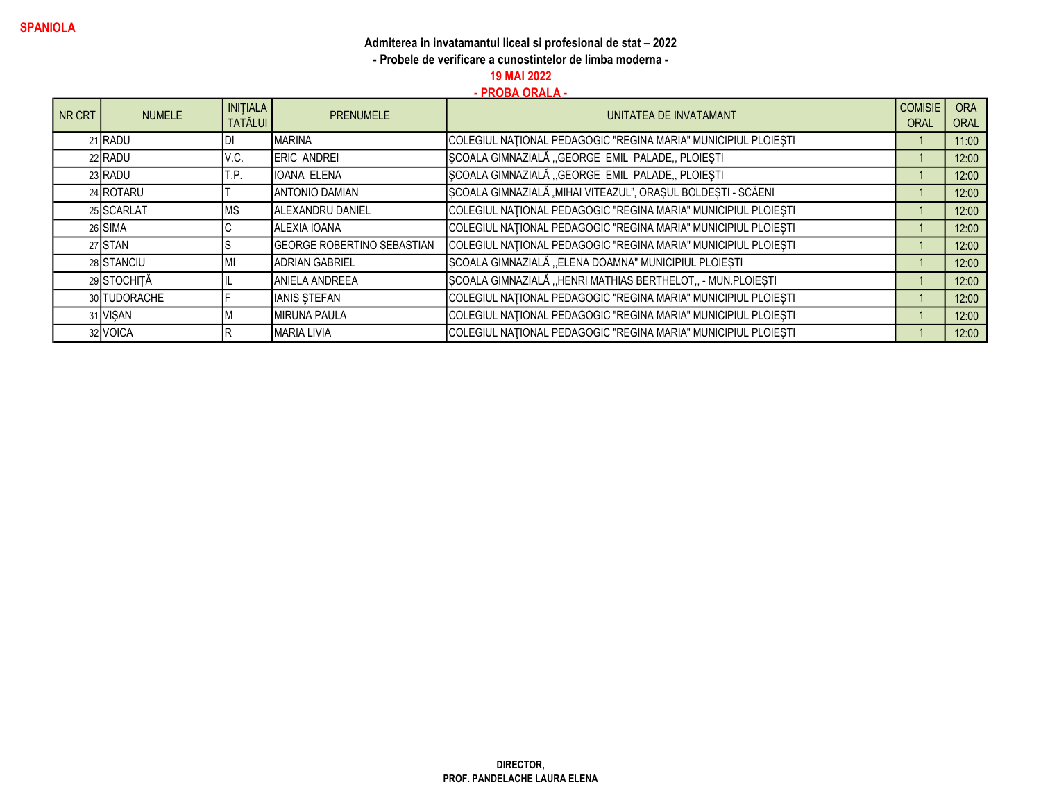**SPANIOLA**

**Admiterea in invatamantul liceal si profesional de stat – 2022**

**- Probele de verificare a cunostintelor de limba moderna -**

**19 MAI 2022**

**- PROBA ORALA -**

| NR CRT | NUMELE | INIŢIALA TATĂLUI | PRENUMELE | UNITATEA DE INVATAMANT | COMISIE ORAL | ORA ORAL |
|---|---|---|---|---|---|---|
| 21 | RADU | DI | MARINA | COLEGIUL NAŢIONAL PEDAGOGIC "REGINA MARIA" MUNICIPIUL PLOIEŞTI | 1 | 11:00 |
| 22 | RADU | V.C. | ERIC ANDREI | ŞCOALA GIMNAZIALĂ ,,GEORGE EMIL PALADE,, PLOIEŞTI | 1 | 12:00 |
| 23 | RADU | T.P. | IOANA ELENA | ŞCOALA GIMNAZIALĂ ,,GEORGE EMIL PALADE,, PLOIEŞTI | 1 | 12:00 |
| 24 | ROTARU | T | ANTONIO DAMIAN | ȘCOALA GIMNAZIALĂ „MIHAI VITEAZUL", ORAȘUL BOLDEȘTI - SCĂENI | 1 | 12:00 |
| 25 | SCARLAT | MS | ALEXANDRU DANIEL | COLEGIUL NAŢIONAL PEDAGOGIC "REGINA MARIA" MUNICIPIUL PLOIEŞTI | 1 | 12:00 |
| 26 | SIMA | C | ALEXIA IOANA | COLEGIUL NAŢIONAL PEDAGOGIC "REGINA MARIA" MUNICIPIUL PLOIEŞTI | 1 | 12:00 |
| 27 | STAN | S | GEORGE ROBERTINO SEBASTIAN | COLEGIUL NAŢIONAL PEDAGOGIC "REGINA MARIA" MUNICIPIUL PLOIEŞTI | 1 | 12:00 |
| 28 | STANCIU | MI | ADRIAN GABRIEL | ȘCOALA GIMNAZIALĂ ,,ELENA DOAMNA" MUNICIPIUL PLOIEȘTI | 1 | 12:00 |
| 29 | STOCHIȚĂ | IL | ANIELA ANDREEA | ȘCOALA GIMNAZIALĂ ,,HENRI MATHIAS BERTHELOT,, - MUN.PLOIEȘTI | 1 | 12:00 |
| 30 | TUDORACHE | F | IANIS ŞTEFAN | COLEGIUL NAŢIONAL PEDAGOGIC "REGINA MARIA" MUNICIPIUL PLOIEŞTI | 1 | 12:00 |
| 31 | VIȘAN | M | MIRUNA PAULA | COLEGIUL NAŢIONAL PEDAGOGIC "REGINA MARIA" MUNICIPIUL PLOIEŞTI | 1 | 12:00 |
| 32 | VOICA | R | MARIA LIVIA | COLEGIUL NAŢIONAL PEDAGOGIC "REGINA MARIA" MUNICIPIUL PLOIEŞTI | 1 | 12:00 |

**DIRECTOR,**

**PROF. PANDELACHE LAURA ELENA**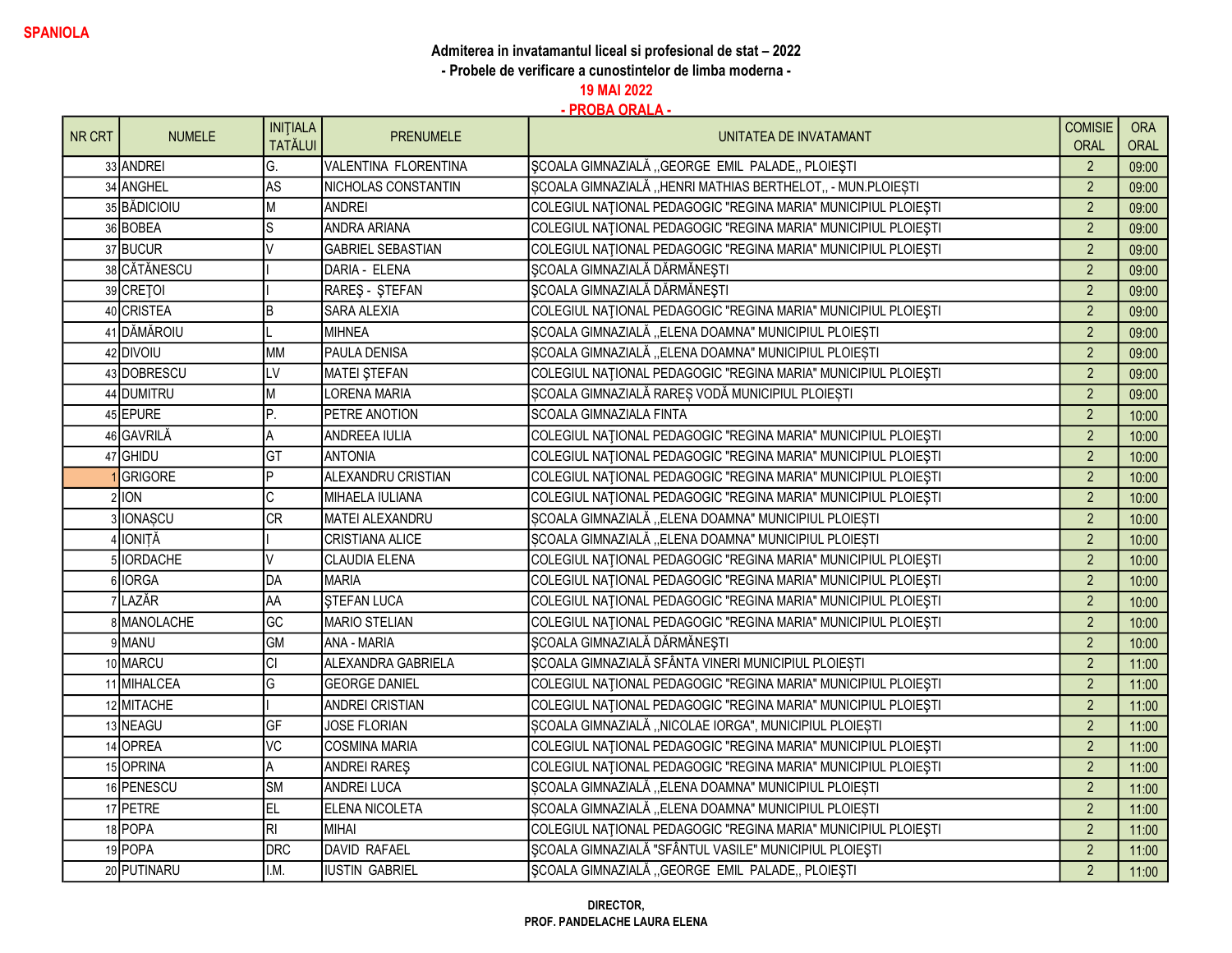**SPANIOLA**

**Admiterea in invatamantul liceal si profesional de stat – 2022**

**- Probele de verificare a cunostintelor de limba moderna -**

**19 MAI 2022**

**- PROBA ORALA -**

| NR CRT | NUMELE | INIȚIALA TATĂLUI | PRENUMELE | UNITATEA DE INVATAMANT | COMISIE ORAL | ORA ORAL |
|---|---|---|---|---|---|---|
| 33 | ANDREI | G. | VALENTINA FLORENTINA | ȘCOALA GIMNAZIALĂ ,,GEORGE EMIL PALADE,, PLOIEȘTI | 2 | 09:00 |
| 34 | ANGHEL | AS | NICHOLAS CONSTANTIN | ȘCOALA GIMNAZIALĂ ,,HENRI MATHIAS BERTHELOT,, - MUN.PLOIEȘTI | 2 | 09:00 |
| 35 | BĂDICIOIU | M | ANDREI | COLEGIUL NAȚIONAL PEDAGOGIC "REGINA MARIA" MUNICIPIUL PLOIEȘTI | 2 | 09:00 |
| 36 | BOBEA | S | ANDRA ARIANA | COLEGIUL NAȚIONAL PEDAGOGIC "REGINA MARIA" MUNICIPIUL PLOIEȘTI | 2 | 09:00 |
| 37 | BUCUR | V | GABRIEL SEBASTIAN | COLEGIUL NAȚIONAL PEDAGOGIC "REGINA MARIA" MUNICIPIUL PLOIEȘTI | 2 | 09:00 |
| 38 | CĂTĂNESCU | I | DARIA - ELENA | ȘCOALA GIMNAZIALĂ DĂRMĂNEȘTI | 2 | 09:00 |
| 39 | CREȚOI | I | RAREȘ - ȘTEFAN | ȘCOALA GIMNAZIALĂ DĂRMĂNEȘTI | 2 | 09:00 |
| 40 | CRISTEA | B | SARA ALEXIA | COLEGIUL NAȚIONAL PEDAGOGIC "REGINA MARIA" MUNICIPIUL PLOIEȘTI | 2 | 09:00 |
| 41 | DĂMĂROIU | L | MIHNEA | ȘCOALA GIMNAZIALĂ ,,ELENA DOAMNA" MUNICIPIUL PLOIEȘTI | 2 | 09:00 |
| 42 | DIVOIU | MM | PAULA DENISA | ȘCOALA GIMNAZIALĂ ,,ELENA DOAMNA" MUNICIPIUL PLOIEȘTI | 2 | 09:00 |
| 43 | DOBRESCU | LV | MATEI ȘTEFAN | COLEGIUL NAȚIONAL PEDAGOGIC "REGINA MARIA" MUNICIPIUL PLOIEȘTI | 2 | 09:00 |
| 44 | DUMITRU | M | LORENA MARIA | ȘCOALA GIMNAZIALĂ RAREȘ VODĂ MUNICIPIUL PLOIEȘTI | 2 | 09:00 |
| 45 | EPURE | P. | PETRE ANOTION | SCOALA GIMNAZIALA FINTA | 2 | 10:00 |
| 46 | GAVRILĂ | A | ANDREEA IULIA | COLEGIUL NAȚIONAL PEDAGOGIC "REGINA MARIA" MUNICIPIUL PLOIEȘTI | 2 | 10:00 |
| 47 | GHIDU | GT | ANTONIA | COLEGIUL NAȚIONAL PEDAGOGIC "REGINA MARIA" MUNICIPIUL PLOIEȘTI | 2 | 10:00 |
| 1 | GRIGORE | P | ALEXANDRU CRISTIAN | COLEGIUL NAȚIONAL PEDAGOGIC "REGINA MARIA" MUNICIPIUL PLOIEȘTI | 2 | 10:00 |
| 2 | ION | C | MIHAELA IULIANA | COLEGIUL NAȚIONAL PEDAGOGIC "REGINA MARIA" MUNICIPIUL PLOIEȘTI | 2 | 10:00 |
| 3 | IONAȘCU | CR | MATEI ALEXANDRU | ȘCOALA GIMNAZIALĂ ,,ELENA DOAMNA" MUNICIPIUL PLOIEȘTI | 2 | 10:00 |
| 4 | IONIȚĂ | I | CRISTIANA ALICE | ȘCOALA GIMNAZIALĂ ,,ELENA DOAMNA" MUNICIPIUL PLOIEȘTI | 2 | 10:00 |
| 5 | IORDACHE | V | CLAUDIA ELENA | COLEGIUL NAȚIONAL PEDAGOGIC "REGINA MARIA" MUNICIPIUL PLOIEȘTI | 2 | 10:00 |
| 6 | IORGA | DA | MARIA | COLEGIUL NAȚIONAL PEDAGOGIC "REGINA MARIA" MUNICIPIUL PLOIEȘTI | 2 | 10:00 |
| 7 | LAZĂR | AA | ȘTEFAN LUCA | COLEGIUL NAȚIONAL PEDAGOGIC "REGINA MARIA" MUNICIPIUL PLOIEȘTI | 2 | 10:00 |
| 8 | MANOLACHE | GC | MARIO STELIAN | COLEGIUL NAȚIONAL PEDAGOGIC "REGINA MARIA" MUNICIPIUL PLOIEȘTI | 2 | 10:00 |
| 9 | MANU | GM | ANA - MARIA | ȘCOALA GIMNAZIALĂ DĂRMĂNEȘTI | 2 | 10:00 |
| 10 | MARCU | CI | ALEXANDRA GABRIELA | ȘCOALA GIMNAZIALĂ SFÂNTA VINERI MUNICIPIUL PLOIEȘTI | 2 | 11:00 |
| 11 | MIHALCEA | G | GEORGE DANIEL | COLEGIUL NAȚIONAL PEDAGOGIC "REGINA MARIA" MUNICIPIUL PLOIEȘTI | 2 | 11:00 |
| 12 | MITACHE | I | ANDREI CRISTIAN | COLEGIUL NAȚIONAL PEDAGOGIC "REGINA MARIA" MUNICIPIUL PLOIEȘTI | 2 | 11:00 |
| 13 | NEAGU | GF | JOSE FLORIAN | ȘCOALA GIMNAZIALĂ ,,NICOLAE IORGA", MUNICIPIUL PLOIEȘTI | 2 | 11:00 |
| 14 | OPREA | VC | COSMINA MARIA | COLEGIUL NAȚIONAL PEDAGOGIC "REGINA MARIA" MUNICIPIUL PLOIEȘTI | 2 | 11:00 |
| 15 | OPRINA | A | ANDREI RAREȘ | COLEGIUL NAȚIONAL PEDAGOGIC "REGINA MARIA" MUNICIPIUL PLOIEȘTI | 2 | 11:00 |
| 16 | PENESCU | SM | ANDREI LUCA | ȘCOALA GIMNAZIALĂ ,,ELENA DOAMNA" MUNICIPIUL PLOIEȘTI | 2 | 11:00 |
| 17 | PETRE | EL | ELENA NICOLETA | ȘCOALA GIMNAZIALĂ ,,ELENA DOAMNA" MUNICIPIUL PLOIEȘTI | 2 | 11:00 |
| 18 | POPA | RI | MIHAI | COLEGIUL NAȚIONAL PEDAGOGIC "REGINA MARIA" MUNICIPIUL PLOIEȘTI | 2 | 11:00 |
| 19 | POPA | DRC | DAVID RAFAEL | ȘCOALA GIMNAZIALĂ "SFÂNTUL VASILE" MUNICIPIUL PLOIEȘTI | 2 | 11:00 |
| 20 | PUTINARU | I.M. | IUSTIN GABRIEL | ȘCOALA GIMNAZIALĂ ,,GEORGE EMIL PALADE,, PLOIEȘTI | 2 | 11:00 |

**DIRECTOR,**

**PROF. PANDELACHE LAURA ELENA**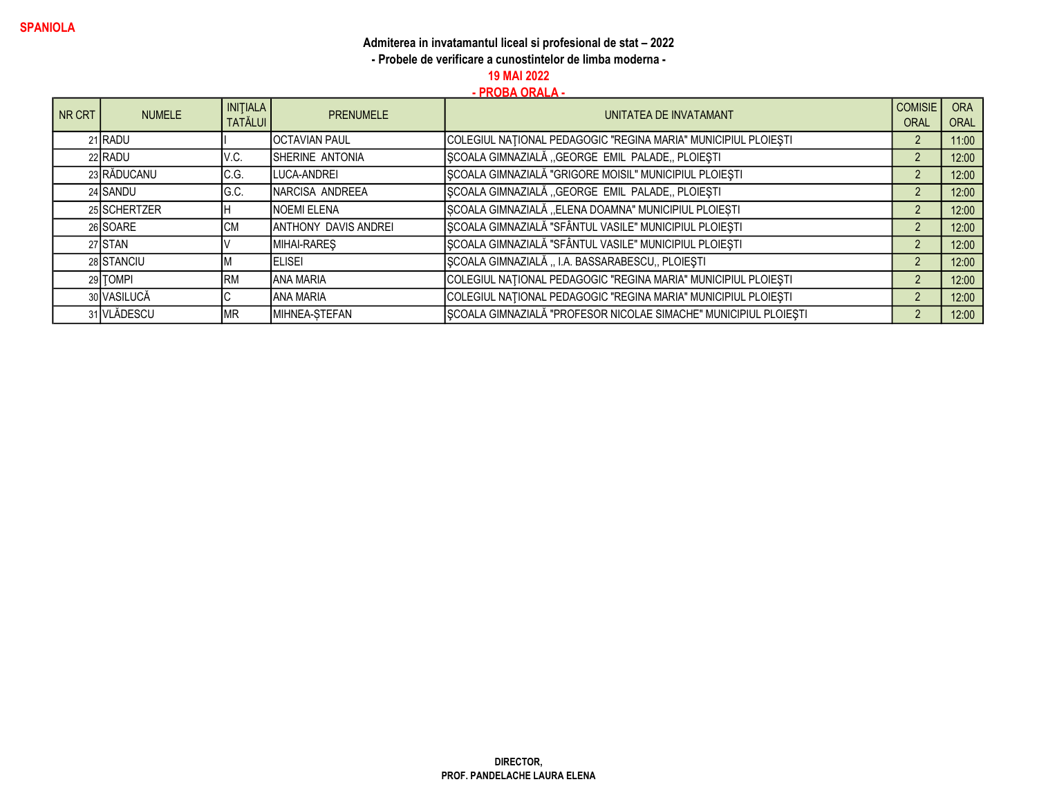**SPANIOLA**

**Admiterea in invatamantul liceal si profesional de stat – 2022**

**- Probele de verificare a cunostintelor de limba moderna -**

**19 MAI 2022**

**- PROBA ORALA -**

| NR CRT | NUMELE | INIŢIALA TATĂLUI | PRENUMELE | UNITATEA DE INVATAMANT | COMISIE ORAL | ORA ORAL |
|---|---|---|---|---|---|---|
| 21 | RADU | I | OCTAVIAN PAUL | COLEGIUL NAŢIONAL PEDAGOGIC "REGINA MARIA" MUNICIPIUL PLOIEŞTI | 2 | 11:00 |
| 22 | RADU | V.C. | SHERINE ANTONIA | ŞCOALA GIMNAZIALĂ ,,GEORGE EMIL PALADE,, PLOIEŞTI | 2 | 12:00 |
| 23 | RĂDUCANU | C.G. | LUCA-ANDREI | ŞCOALA GIMNAZIALĂ "GRIGORE MOISIL" MUNICIPIUL PLOIEŞTI | 2 | 12:00 |
| 24 | SANDU | G.C. | NARCISA ANDREEA | ŞCOALA GIMNAZIALĂ ,,GEORGE EMIL PALADE,, PLOIEŞTI | 2 | 12:00 |
| 25 | SCHERTZER | H | NOEMI ELENA | ŞCOALA GIMNAZIALĂ ,,ELENA DOAMNA" MUNICIPIUL PLOIEŞTI | 2 | 12:00 |
| 26 | SOARE | CM | ANTHONY DAVIS ANDREI | ŞCOALA GIMNAZIALĂ "SFÂNTUL VASILE" MUNICIPIUL PLOIEŞTI | 2 | 12:00 |
| 27 | STAN | V | MIHAI-RAREŞ | ŞCOALA GIMNAZIALĂ "SFÂNTUL VASILE" MUNICIPIUL PLOIEŞTI | 2 | 12:00 |
| 28 | STANCIU | M | ELISEI | ŞCOALA GIMNAZIALĂ ,, I.A. BASSARABESCU,, PLOIEŞTI | 2 | 12:00 |
| 29 | ŢOMPI | RM | ANA MARIA | COLEGIUL NAŢIONAL PEDAGOGIC "REGINA MARIA" MUNICIPIUL PLOIEŞTI | 2 | 12:00 |
| 30 | VASILUCĂ | C | ANA MARIA | COLEGIUL NAŢIONAL PEDAGOGIC "REGINA MARIA" MUNICIPIUL PLOIEŞTI | 2 | 12:00 |
| 31 | VLĂDESCU | MR | MIHNEA-ŞTEFAN | ŞCOALA GIMNAZIALĂ "PROFESOR NICOLAE SIMACHE" MUNICIPIUL PLOIEŞTI | 2 | 12:00 |

**DIRECTOR,**
**PROF. PANDELACHE LAURA ELENA**